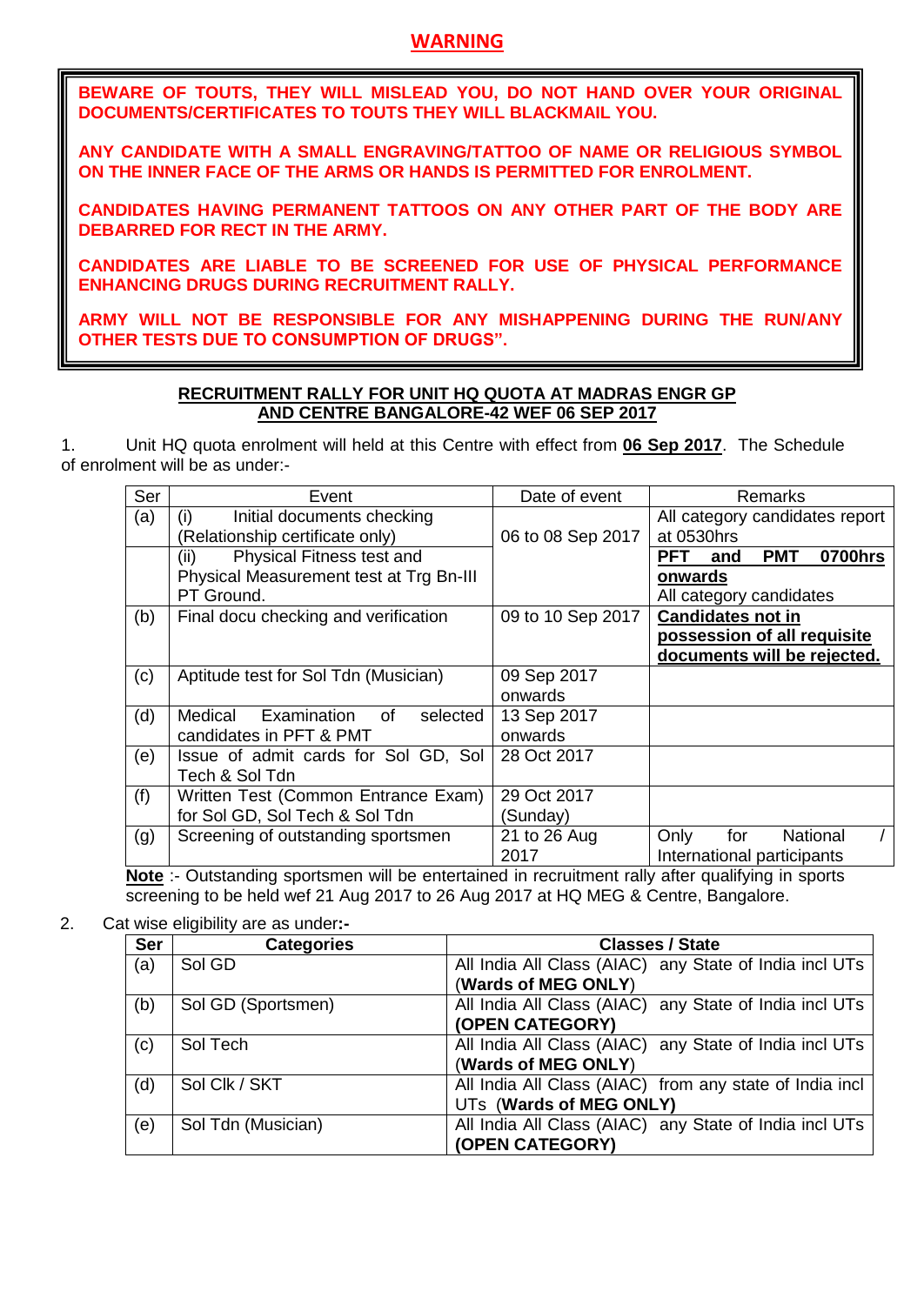## WARNING

**BEWARE OF TOUTS, THEY WILL MISLEAD YOU, DO NOT HAND OVER YOUR ORIGINAL DOCUMENTS/CERTIFICATES TO TOUTS THEY WILL BLACKMAIL YOU.**

**ANY CANDIDATE WITH A SMALL ENGRAVING/TATTOO OF NAME OR RELIGIOUS SYMBOL ON THE INNER FACE OF THE ARMS OR HANDS IS PERMITTED FOR ENROLMENT.**

**CANDIDATES HAVING PERMANENT TATTOOS ON ANY OTHER PART OF THE BODY ARE DEBARRED FOR RECT IN THE ARMY.**

**CANDIDATES ARE LIABLE TO BE SCREENED FOR USE OF PHYSICAL PERFORMANCE ENHANCING DRUGS DURING RECRUITMENT RALLY.**

**ARMY WILL NOT BE RESPONSIBLE FOR ANY MISHAPPENING DURING THE RUN/ANY OTHER TESTS DUE TO CONSUMPTION OF DRUGS".**

**RECRUITMENT RALLY FOR UNIT HQ QUOTA AT MADRAS ENGR GP AND CENTRE BANGALORE-42 WEF 06 SEP 2017**

1. Unit HQ quota enrolment will held at this Centre with effect from **06 Sep 2017**. The Schedule of enrolment will be as under:-

| Ser | Event | Date of event | Remarks |
|---|---|---|---|
| (a) | (i) Initial documents checking (Relationship certificate only) | 06 to 08 Sep 2017 | All category candidates report at 0530hrs |
| | (ii) Physical Fitness test and Physical Measurement test at Trg Bn-III PT Ground. | | **PFT and PMT 0700hrs onwards** All category candidates |
| (b) | Final docu checking and verification | 09 to 10 Sep 2017 | **Candidates not in possession of all requisite documents will be rejected.** |
| (c) | Aptitude test for Sol Tdn (Musician) | 09 Sep 2017 onwards | |
| (d) | Medical Examination of selected candidates in PFT & PMT | 13 Sep 2017 onwards | |
| (e) | Issue of admit cards for Sol GD, Sol Tech & Sol Tdn | 28 Oct 2017 | |
| (f) | Written Test (Common Entrance Exam) for Sol GD, Sol Tech & Sol Tdn | 29 Oct 2017 (Sunday) | |
| (g) | Screening of outstanding sportsmen | 21 to 26 Aug 2017 | Only for National / International participants |

**Note** :- Outstanding sportsmen will be entertained in recruitment rally after qualifying in sports screening to be held wef 21 Aug 2017 to 26 Aug 2017 at HQ MEG & Centre, Bangalore.

2. Cat wise eligibility are as under**:-**

| Ser | Categories | Classes / State |
|---|---|---|
| (a) | Sol GD | All India All Class (AIAC) any State of India incl UTs (**Wards of MEG ONLY**) |
| (b) | Sol GD (Sportsmen) | All India All Class (AIAC) any State of India incl UTs **(OPEN CATEGORY)** |
| (c) | Sol Tech | All India All Class (AIAC) any State of India incl UTs (**Wards of MEG ONLY**) |
| (d) | Sol Clk / SKT | All India All Class (AIAC) from any state of India incl UTs (**Wards of MEG ONLY)** |
| (e) | Sol Tdn (Musician) | All India All Class (AIAC) any State of India incl UTs **(OPEN CATEGORY)** |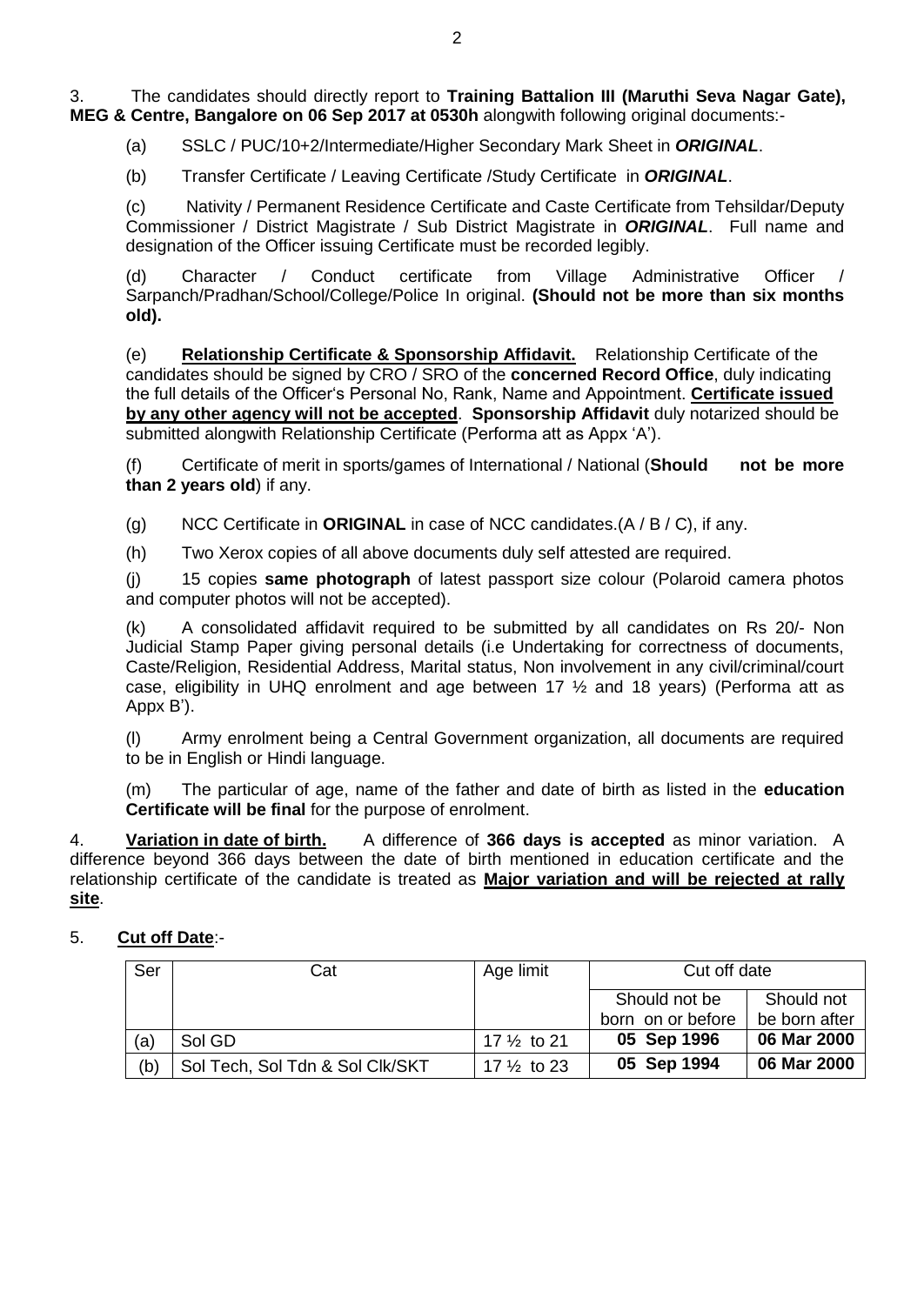3. The candidates should directly report to **Training Battalion III (Maruthi Seva Nagar Gate), MEG & Centre, Bangalore on 06 Sep 2017 at 0530h** alongwith following original documents:-

(a) SSLC / PUC/10+2/Intermediate/Higher Secondary Mark Sheet in ***ORIGINAL***.

(b) Transfer Certificate / Leaving Certificate /Study Certificate in ***ORIGINAL***.

(c) Nativity / Permanent Residence Certificate and Caste Certificate from Tehsildar/Deputy Commissioner / District Magistrate / Sub District Magistrate in ***ORIGINAL***. Full name and designation of the Officer issuing Certificate must be recorded legibly.

(d) Character / Conduct certificate from Village Administrative Officer / Sarpanch/Pradhan/School/College/Police In original. **(Should not be more than six months old).**

(e) **Relationship Certificate & Sponsorship Affidavit.** Relationship Certificate of the candidates should be signed by CRO / SRO of the **concerned Record Office**, duly indicating the full details of the Officer's Personal No, Rank, Name and Appointment. **Certificate issued by any other agency will not be accepted**. **Sponsorship Affidavit** duly notarized should be submitted alongwith Relationship Certificate (Performa att as Appx 'A').

(f) Certificate of merit in sports/games of International / National (**Should not be more than 2 years old**) if any.

(g) NCC Certificate in **ORIGINAL** in case of NCC candidates.(A / B / C), if any.

(h) Two Xerox copies of all above documents duly self attested are required.

(j) 15 copies **same photograph** of latest passport size colour (Polaroid camera photos and computer photos will not be accepted).

(k) A consolidated affidavit required to be submitted by all candidates on Rs 20/- Non Judicial Stamp Paper giving personal details (i.e Undertaking for correctness of documents, Caste/Religion, Residential Address, Marital status, Non involvement in any civil/criminal/court case, eligibility in UHQ enrolment and age between 17 ½ and 18 years) (Performa att as Appx B').

(l) Army enrolment being a Central Government organization, all documents are required to be in English or Hindi language.

(m) The particular of age, name of the father and date of birth as listed in the **education Certificate will be final** for the purpose of enrolment.

4. **Variation in date of birth.** A difference of **366 days is accepted** as minor variation. A difference beyond 366 days between the date of birth mentioned in education certificate and the relationship certificate of the candidate is treated as **Major variation and will be rejected at rally site**.

5. **Cut off Date**:-

| Ser | Cat | Age limit | Cut off date | |
|---|---|---|---|---|
| | | | Should not be born on or before | Should not be born after |
| (a) | Sol GD | 17 ½ to 21 | **05 Sep 1996** | **06 Mar 2000** |
| (b) | Sol Tech, Sol Tdn & Sol Clk/SKT | 17 ½ to 23 | **05 Sep 1994** | **06 Mar 2000** |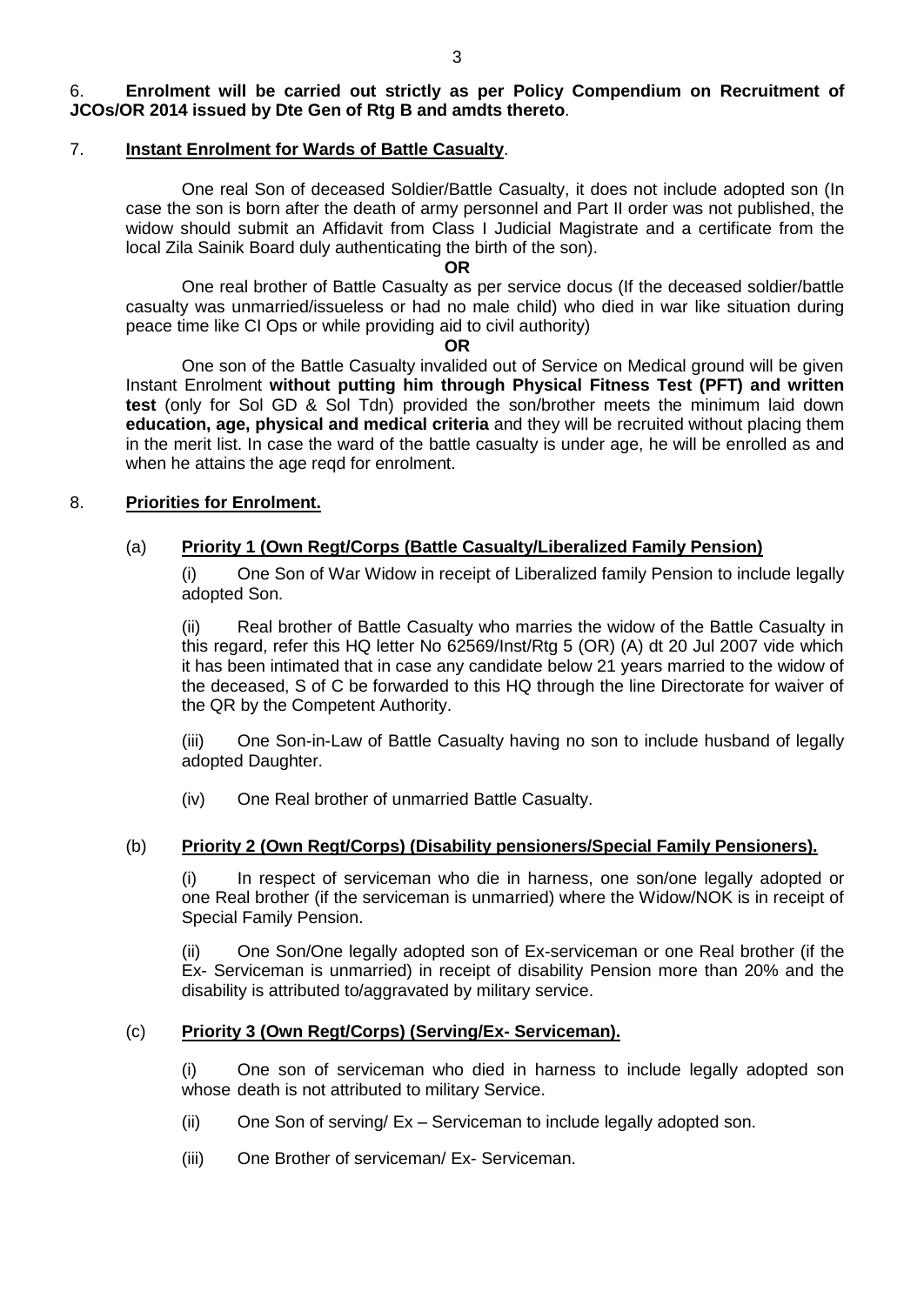6. **Enrolment will be carried out strictly as per Policy Compendium on Recruitment of JCOs/OR 2014 issued by Dte Gen of Rtg B and amdts thereto**.

7. **Instant Enrolment for Wards of Battle Casualty**.

One real Son of deceased Soldier/Battle Casualty, it does not include adopted son (In case the son is born after the death of army personnel and Part II order was not published, the widow should submit an Affidavit from Class I Judicial Magistrate and a certificate from the local Zila Sainik Board duly authenticating the birth of the son).

**OR**

One real brother of Battle Casualty as per service docus (If the deceased soldier/battle casualty was unmarried/issueless or had no male child) who died in war like situation during peace time like CI Ops or while providing aid to civil authority)

**OR**

One son of the Battle Casualty invalided out of Service on Medical ground will be given Instant Enrolment **without putting him through Physical Fitness Test (PFT) and written test** (only for Sol GD & Sol Tdn) provided the son/brother meets the minimum laid down **education, age, physical and medical criteria** and they will be recruited without placing them in the merit list. In case the ward of the battle casualty is under age, he will be enrolled as and when he attains the age reqd for enrolment.

8. **Priorities for Enrolment.**

(a) **Priority 1 (Own Regt/Corps (Battle Casualty/Liberalized Family Pension)**

(i) One Son of War Widow in receipt of Liberalized family Pension to include legally adopted Son.

(ii) Real brother of Battle Casualty who marries the widow of the Battle Casualty in this regard, refer this HQ letter No 62569/Inst/Rtg 5 (OR) (A) dt 20 Jul 2007 vide which it has been intimated that in case any candidate below 21 years married to the widow of the deceased, S of C be forwarded to this HQ through the line Directorate for waiver of the QR by the Competent Authority.

(iii) One Son-in-Law of Battle Casualty having no son to include husband of legally adopted Daughter.

(iv) One Real brother of unmarried Battle Casualty.

(b) **Priority 2 (Own Regt/Corps) (Disability pensioners/Special Family Pensioners).**

(i) In respect of serviceman who die in harness, one son/one legally adopted or one Real brother (if the serviceman is unmarried) where the Widow/NOK is in receipt of Special Family Pension.

(ii) One Son/One legally adopted son of Ex-serviceman or one Real brother (if the Ex- Serviceman is unmarried) in receipt of disability Pension more than 20% and the disability is attributed to/aggravated by military service.

(c) **Priority 3 (Own Regt/Corps) (Serving/Ex- Serviceman).**

(i) One son of serviceman who died in harness to include legally adopted son whose death is not attributed to military Service.

(ii) One Son of serving/ Ex – Serviceman to include legally adopted son.

(iii) One Brother of serviceman/ Ex- Serviceman.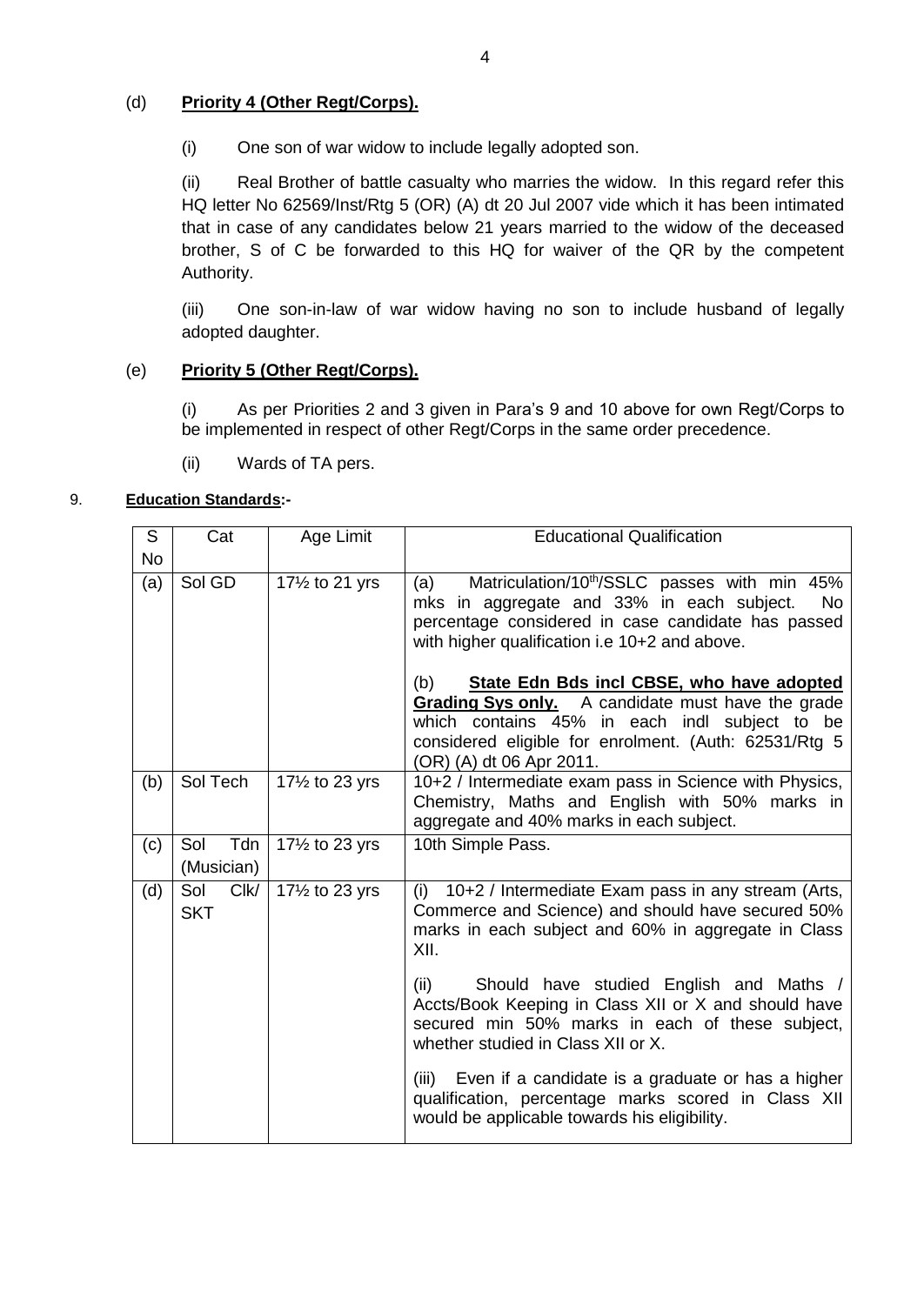(d) **Priority 4 (Other Regt/Corps).**

(i) One son of war widow to include legally adopted son.

(ii) Real Brother of battle casualty who marries the widow. In this regard refer this HQ letter No 62569/Inst/Rtg 5 (OR) (A) dt 20 Jul 2007 vide which it has been intimated that in case of any candidates below 21 years married to the widow of the deceased brother, S of C be forwarded to this HQ for waiver of the QR by the competent Authority.

(iii) One son-in-law of war widow having no son to include husband of legally adopted daughter.

(e) **Priority 5 (Other Regt/Corps).**

(i) As per Priorities 2 and 3 given in Para's 9 and 10 above for own Regt/Corps to be implemented in respect of other Regt/Corps in the same order precedence.

(ii) Wards of TA pers.

9. **Education Standards:-**

| S No | Cat | Age Limit | Educational Qualification |
|---|---|---|---|
| (a) | Sol GD | 17½ to 21 yrs | (a) Matriculation/10th/SSLC passes with min 45% mks in aggregate and 33% in each subject. No percentage considered in case candidate has passed with higher qualification i.e 10+2 and above.<br><br>(b) **State Edn Bds incl CBSE, who have adopted Grading Sys only.** A candidate must have the grade which contains 45% in each indl subject to be considered eligible for enrolment. (Auth: 62531/Rtg 5 (OR) (A) dt 06 Apr 2011. |
| (b) | Sol Tech | 17½ to 23 yrs | 10+2 / Intermediate exam pass in Science with Physics, Chemistry, Maths and English with 50% marks in aggregate and 40% marks in each subject. |
| (c) | Sol Tdn (Musician) | 17½ to 23 yrs | 10th Simple Pass. |
| (d) | Sol Clk/ SKT | 17½ to 23 yrs | (i) 10+2 / Intermediate Exam pass in any stream (Arts, Commerce and Science) and should have secured 50% marks in each subject and 60% in aggregate in Class XII.<br><br>(ii) Should have studied English and Maths / Accts/Book Keeping in Class XII or X and should have secured min 50% marks in each of these subject, whether studied in Class XII or X.<br><br>(iii) Even if a candidate is a graduate or has a higher qualification, percentage marks scored in Class XII would be applicable towards his eligibility. |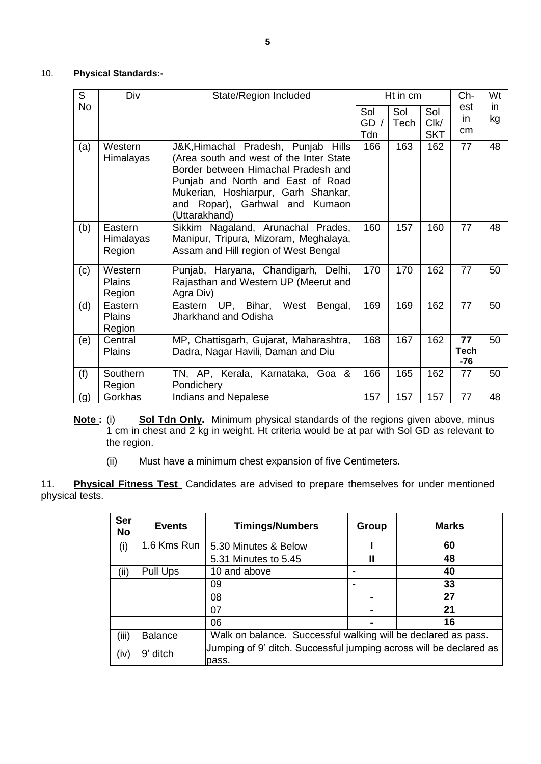10. **Physical Standards:-**

| S No | Div | State/Region Included | Ht in cm | | | Ch-est in cm | Wt in kg |
|---|---|---|---|---|---|---|---|
| | | | Sol GD / Tdn | Sol Tech | Sol Clk/ SKT | | |
| (a) | Western Himalayas | J&K,Himachal Pradesh, Punjab Hills (Area south and west of the Inter State Border between Himachal Pradesh and Punjab and North and East of Road Mukerian, Hoshiarpur, Garh Shankar, and Ropar), Garhwal and Kumaon (Uttarakhand) | 166 | 163 | 162 | 77 | 48 |
| (b) | Eastern Himalayas Region | Sikkim Nagaland, Arunachal Prades, Manipur, Tripura, Mizoram, Meghalaya, Assam and Hill region of West Bengal | 160 | 157 | 160 | 77 | 48 |
| (c) | Western Plains Region | Punjab, Haryana, Chandigarh, Delhi, Rajasthan and Western UP (Meerut and Agra Div) | 170 | 170 | 162 | 77 | 50 |
| (d) | Eastern Plains Region | Eastern UP, Bihar, West Bengal, Jharkhand and Odisha | 169 | 169 | 162 | 77 | 50 |
| (e) | Central Plains | MP, Chattisgarh, Gujarat, Maharashtra, Dadra, Nagar Havili, Daman and Diu | 168 | 167 | 162 | **77 Tech -76** | 50 |
| (f) | Southern Region | TN, AP, Kerala, Karnataka, Goa & Pondichery | 166 | 165 | 162 | 77 | 50 |
| (g) | Gorkhas | Indians and Nepalese | 157 | 157 | 157 | 77 | 48 |

**Note :** (i) **Sol Tdn Only.** Minimum physical standards of the regions given above, minus 1 cm in chest and 2 kg in weight. Ht criteria would be at par with Sol GD as relevant to the region.

(ii) Must have a minimum chest expansion of five Centimeters.

11. **Physical Fitness Test** Candidates are advised to prepare themselves for under mentioned physical tests.

| Ser No | Events | Timings/Numbers | Group | Marks |
|---|---|---|---|---|
| (i) | 1.6 Kms Run | 5.30 Minutes & Below | I | 60 |
| | | 5.31 Minutes to 5.45 | II | 48 |
| (ii) | Pull Ups | 10 and above | - | 40 |
| | | 09 | - | 33 |
| | | 08 | - | 27 |
| | | 07 | - | 21 |
| | | 06 | - | 16 |
| (iii) | Balance | Walk on balance. Successful walking will be declared as pass. | | |
| (iv) | 9' ditch | Jumping of 9' ditch. Successful jumping across will be declared as pass. | | |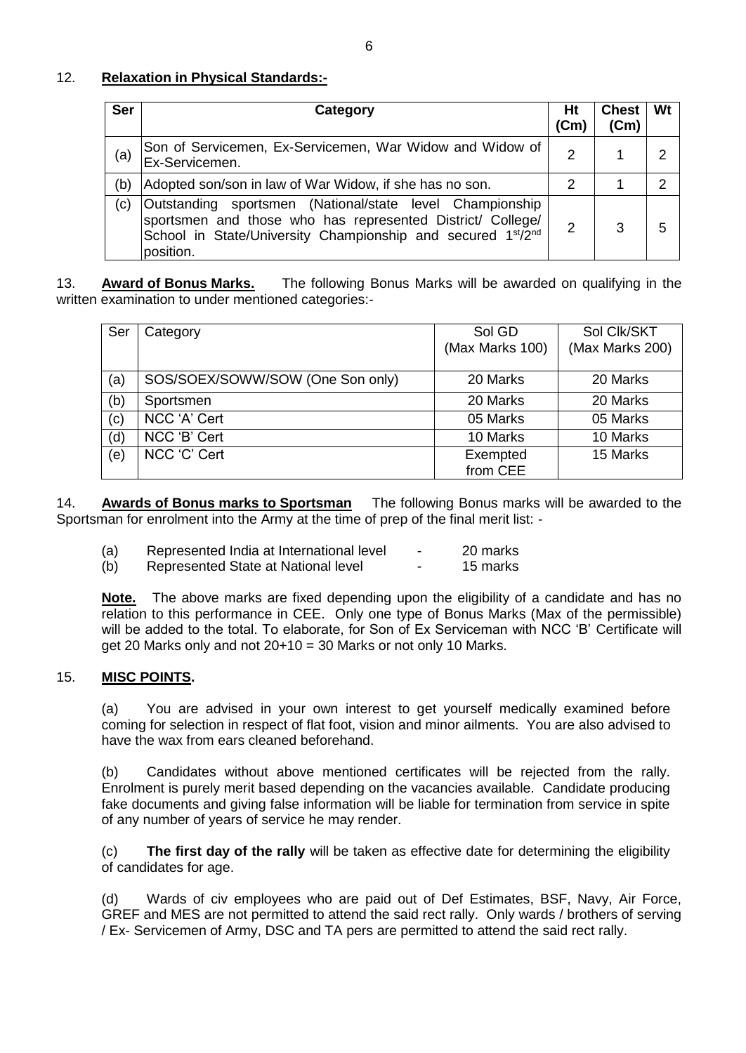12. **Relaxation in Physical Standards:-**

| Ser | Category | Ht (Cm) | Chest (Cm) | Wt |
|---|---|---|---|---|
| (a) | Son of Servicemen, Ex-Servicemen, War Widow and Widow of Ex-Servicemen. | 2 | 1 | 2 |
| (b) | Adopted son/son in law of War Widow, if she has no son. | 2 | 1 | 2 |
| (c) | Outstanding sportsmen (National/state level Championship sportsmen and those who has represented District/ College/ School in State/University Championship and secured 1st/2nd position. | 2 | 3 | 5 |

13. **Award of Bonus Marks.** The following Bonus Marks will be awarded on qualifying in the written examination to under mentioned categories:-

| Ser | Category | Sol GD (Max Marks 100) | Sol Clk/SKT (Max Marks 200) |
|---|---|---|---|
| (a) | SOS/SOEX/SOWW/SOW (One Son only) | 20 Marks | 20 Marks |
| (b) | Sportsmen | 20 Marks | 20 Marks |
| (c) | NCC 'A' Cert | 05 Marks | 05 Marks |
| (d) | NCC 'B' Cert | 10 Marks | 10 Marks |
| (e) | NCC 'C' Cert | Exempted from CEE | 15 Marks |

14. **Awards of Bonus marks to Sportsman** The following Bonus marks will be awarded to the Sportsman for enrolment into the Army at the time of prep of the final merit list: -

(a) Represented India at International level - 20 marks
(b) Represented State at National level - 15 marks

**Note.** The above marks are fixed depending upon the eligibility of a candidate and has no relation to this performance in CEE. Only one type of Bonus Marks (Max of the permissible) will be added to the total. To elaborate, for Son of Ex Serviceman with NCC 'B' Certificate will get 20 Marks only and not 20+10 = 30 Marks or not only 10 Marks.

15. **MISC POINTS.**

(a) You are advised in your own interest to get yourself medically examined before coming for selection in respect of flat foot, vision and minor ailments. You are also advised to have the wax from ears cleaned beforehand.

(b) Candidates without above mentioned certificates will be rejected from the rally. Enrolment is purely merit based depending on the vacancies available. Candidate producing fake documents and giving false information will be liable for termination from service in spite of any number of years of service he may render.

(c) **The first day of the rally** will be taken as effective date for determining the eligibility of candidates for age.

(d) Wards of civ employees who are paid out of Def Estimates, BSF, Navy, Air Force, GREF and MES are not permitted to attend the said rect rally. Only wards / brothers of serving / Ex- Servicemen of Army, DSC and TA pers are permitted to attend the said rect rally.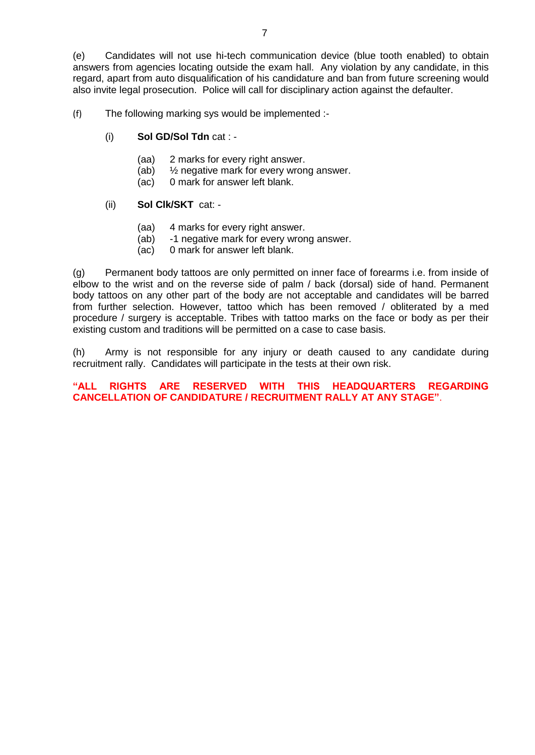(e) Candidates will not use hi-tech communication device (blue tooth enabled) to obtain answers from agencies locating outside the exam hall. Any violation by any candidate, in this regard, apart from auto disqualification of his candidature and ban from future screening would also invite legal prosecution. Police will call for disciplinary action against the defaulter.

(f) The following marking sys would be implemented :-

(i) **Sol GD/Sol Tdn** cat : -

(aa) 2 marks for every right answer.
(ab) ½ negative mark for every wrong answer.
(ac) 0 mark for answer left blank.

(ii) **Sol Clk/SKT** cat: -

(aa) 4 marks for every right answer.
(ab) -1 negative mark for every wrong answer.
(ac) 0 mark for answer left blank.

(g) Permanent body tattoos are only permitted on inner face of forearms i.e. from inside of elbow to the wrist and on the reverse side of palm / back (dorsal) side of hand. Permanent body tattoos on any other part of the body are not acceptable and candidates will be barred from further selection. However, tattoo which has been removed / obliterated by a med procedure / surgery is acceptable. Tribes with tattoo marks on the face or body as per their existing custom and traditions will be permitted on a case to case basis.

(h) Army is not responsible for any injury or death caused to any candidate during recruitment rally. Candidates will participate in the tests at their own risk.

**"ALL RIGHTS ARE RESERVED WITH THIS HEADQUARTERS REGARDING CANCELLATION OF CANDIDATURE / RECRUITMENT RALLY AT ANY STAGE"**.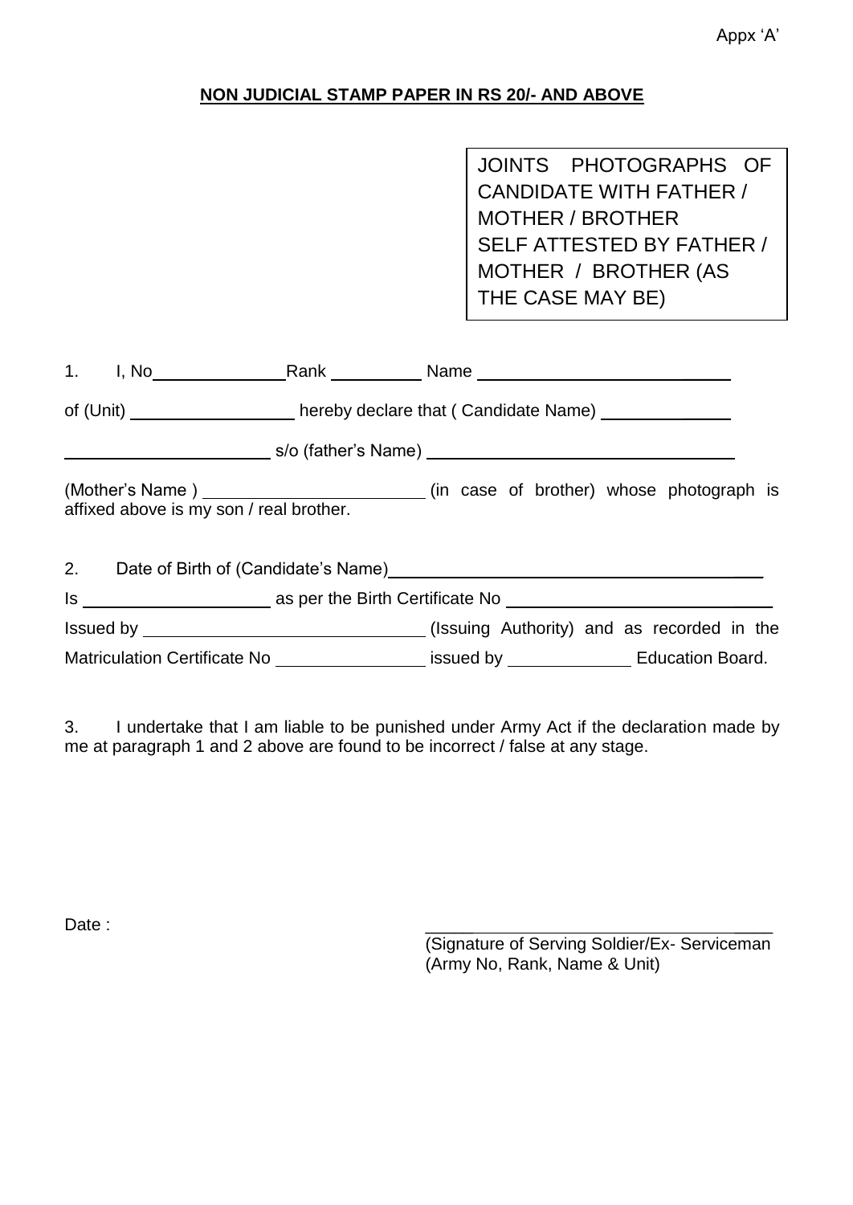Appx 'A'

**NON JUDICIAL STAMP PAPER IN RS 20/- AND ABOVE**

| JOINTS PHOTOGRAPHS OF CANDIDATE WITH FATHER / MOTHER / BROTHER SELF ATTESTED BY FATHER / MOTHER / BROTHER (AS THE CASE MAY BE) |
|---|

1. I, No\_\_\_\_\_\_\_\_\_\_\_\_\_\_Rank \_\_\_\_\_\_\_\_\_\_ Name \_\_\_\_\_\_\_\_\_\_\_\_\_\_\_\_\_\_\_\_\_\_\_\_\_\_\_ of (Unit) \_\_\_\_\_\_\_\_\_\_\_\_\_\_\_\_\_\_ hereby declare that ( Candidate Name) \_\_\_\_\_\_\_\_\_\_\_\_\_\_ \_\_\_\_\_\_\_\_\_\_\_\_\_\_\_\_\_\_\_\_\_\_ s/o (father's Name) \_\_\_\_\_\_\_\_\_\_\_\_\_\_\_\_\_\_\_\_\_\_\_\_\_\_\_\_\_\_\_\_\_\_ (Mother's Name ) \_\_\_\_\_\_\_\_\_\_\_\_\_\_\_\_\_\_\_\_\_\_\_\_ (in case of brother) whose photograph is affixed above is my son / real brother.

2. Date of Birth of (Candidate's Name)\_\_\_\_\_\_\_\_\_\_\_\_\_\_\_\_\_\_\_\_\_\_\_\_\_\_\_\_\_\_\_\_\_\_\_\_\_\_\_\_ Is \_\_\_\_\_\_\_\_\_\_\_\_\_\_\_\_\_\_\_\_\_ as per the Birth Certificate No \_\_\_\_\_\_\_\_\_\_\_\_\_\_\_\_\_\_\_\_\_\_\_\_\_\_\_\_ Issued by \_\_\_\_\_\_\_\_\_\_\_\_\_\_\_\_\_\_\_\_\_\_\_\_\_\_\_\_\_\_\_ (Issuing Authority) and as recorded in the Matriculation Certificate No \_\_\_\_\_\_\_\_\_\_\_\_\_\_\_\_ issued by \_\_\_\_\_\_\_\_\_\_\_\_\_ Education Board.

3. I undertake that I am liable to be punished under Army Act if the declaration made by me at paragraph 1 and 2 above are found to be incorrect / false at any stage.

Date :

\_\_\_\_\_\_\_\_\_\_\_\_\_\_\_\_\_\_\_\_\_\_\_\_\_\_\_\_\_\_\_\_\_\_\_\_\_\_
(Signature of Serving Soldier/Ex- Serviceman
(Army No, Rank, Name & Unit)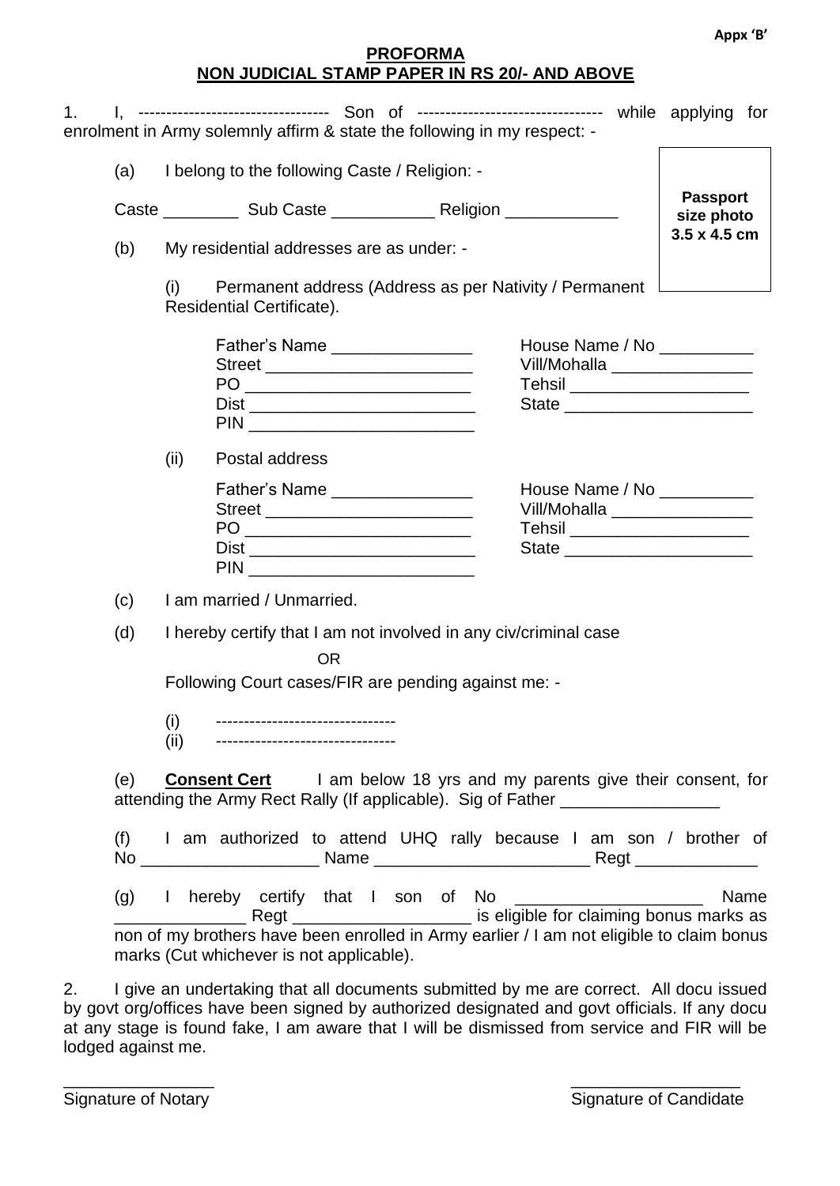Appx 'B'

**PROFORMA**
**NON JUDICIAL STAMP PAPER IN RS 20/- AND ABOVE**

1. I, --------------------------------- Son of --------------------------------- while applying for enrolment in Army solemnly affirm & state the following in my respect: -

**Passport size photo 3.5 x 4.5 cm**

(a) I belong to the following Caste / Religion: -

Caste ________ Sub Caste ___________ Religion ____________

(b) My residential addresses are as under: -

(i) Permanent address (Address as per Nativity / Permanent Residential Certificate).

Father's Name _______________
Street ______________________
PO ________________________
Dist ________________________
PIN ________________________

House Name / No __________
Vill/Mohalla _______________
Tehsil ___________________
State ____________________

(ii) Postal address

Father's Name _______________
Street ______________________
PO ________________________
Dist ________________________
PIN ________________________

House Name / No __________
Vill/Mohalla _______________
Tehsil ___________________
State ____________________

(c) I am married / Unmarried.

(d) I hereby certify that I am not involved in any civ/criminal case

OR

Following Court cases/FIR are pending against me: -

(i) --------------------------------
(ii) --------------------------------

(e) **Consent Cert** I am below 18 yrs and my parents give their consent, for attending the Army Rect Rally (If applicable). Sig of Father _________________

(f) I am authorized to attend UHQ rally because I am son / brother of No ___________________ Name _______________________ Regt _____________

(g) I hereby certify that I son of No ___________________ Name ______________ Regt ___________________ is eligible for claiming bonus marks as non of my brothers have been enrolled in Army earlier / I am not eligible to claim bonus marks (Cut whichever is not applicable).

2. I give an undertaking that all documents submitted by me are correct. All docu issued by govt org/offices have been signed by authorized designated and govt officials. If any docu at any stage is found fake, I am aware that I will be dismissed from service and FIR will be lodged against me.

________________
Signature of Notary

__________________
Signature of Candidate